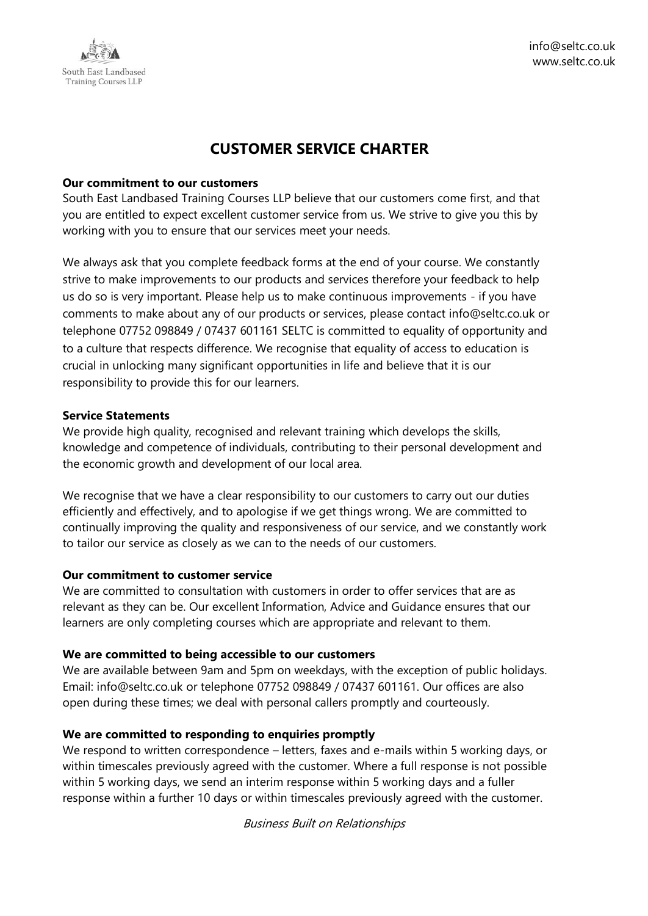# CUSTOMER SERVICE CHARTER

**Our commitment to our customers**

South East Landbased Training Courses LLP believe that our customers come first, and that you are entitled to expect excellent customer service from us. We strive to give you this by working with you to ensure that our services meet your needs.

We always ask that you complete feedback forms at the end of your course. We constantly strive to make improvements to our products and services therefore your feedback to help us do so is very important. Please help us to make continuous improvements - if you have comments to make about any of our products or services, please contact info@seltc.co.uk or telephone 07752 098849 / 07437 601161 SELTC is committed to equality of opportunity and to a culture that respects difference. We recognise that equality of access to education is crucial in unlocking many significant opportunities in life and believe that it is our responsibility to provide this for our learners.

**Service Statements**

We provide high quality, recognised and relevant training which develops the skills, knowledge and competence of individuals, contributing to their personal development and the economic growth and development of our local area.

We recognise that we have a clear responsibility to our customers to carry out our duties efficiently and effectively, and to apologise if we get things wrong. We are committed to continually improving the quality and responsiveness of our service, and we constantly work to tailor our service as closely as we can to the needs of our customers.

**Our commitment to customer service**

We are committed to consultation with customers in order to offer services that are as relevant as they can be. Our excellent Information, Advice and Guidance ensures that our learners are only completing courses which are appropriate and relevant to them.

**We are committed to being accessible to our customers**

We are available between 9am and 5pm on weekdays, with the exception of public holidays. Email: info@seltc.co.uk or telephone 07752 098849 / 07437 601161. Our offices are also open during these times; we deal with personal callers promptly and courteously.

**We are committed to responding to enquiries promptly**

We respond to written correspondence – letters, faxes and e-mails within 5 working days, or within timescales previously agreed with the customer. Where a full response is not possible within 5 working days, we send an interim response within 5 working days and a fuller response within a further 10 days or within timescales previously agreed with the customer.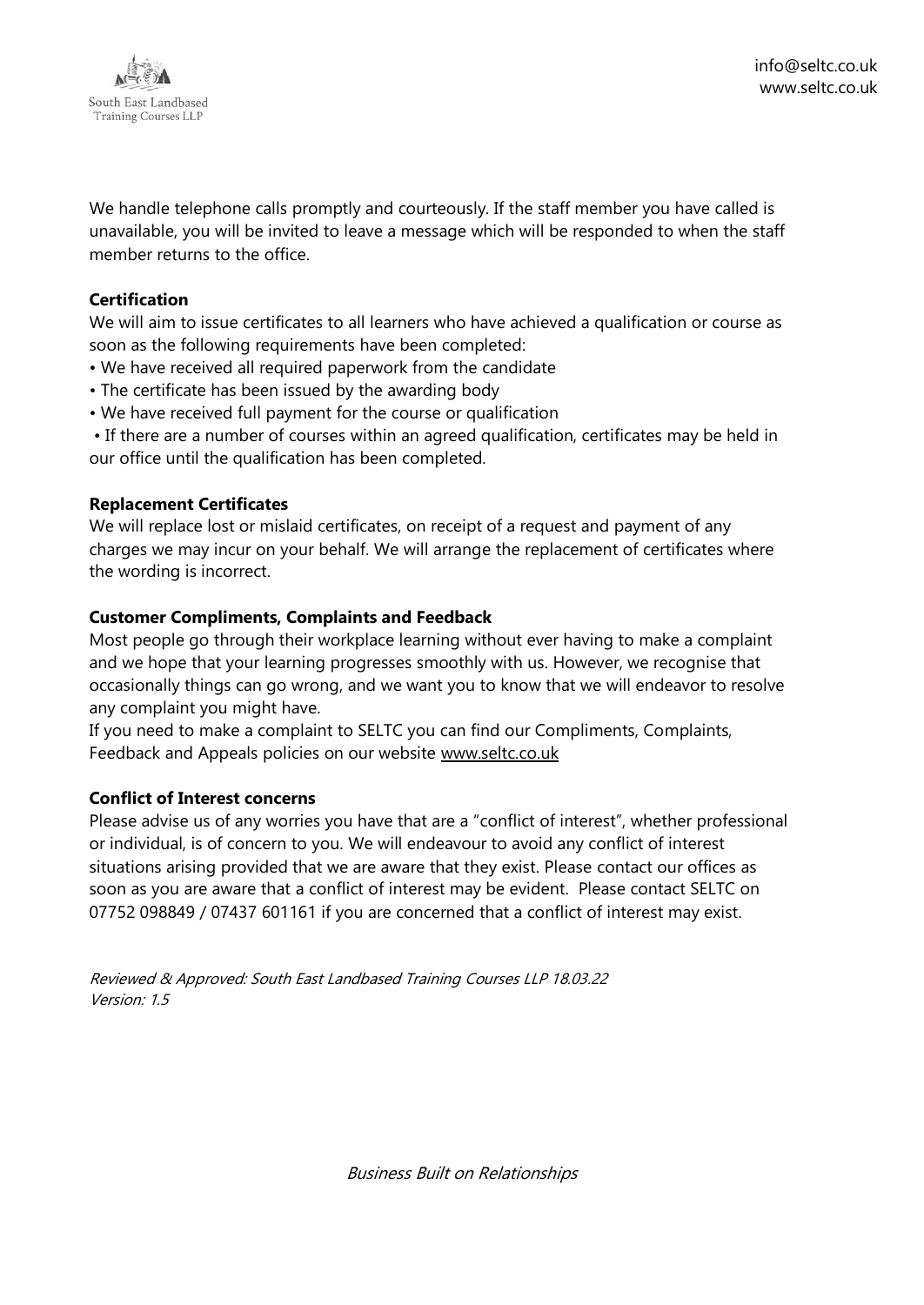We handle telephone calls promptly and courteously. If the staff member you have called is unavailable, you will be invited to leave a message which will be responded to when the staff member returns to the office.

**Certification**

We will aim to issue certificates to all learners who have achieved a qualification or course as soon as the following requirements have been completed:

- We have received all required paperwork from the candidate
- The certificate has been issued by the awarding body
- We have received full payment for the course or qualification
- If there are a number of courses within an agreed qualification, certificates may be held in our office until the qualification has been completed.

**Replacement Certificates**

We will replace lost or mislaid certificates, on receipt of a request and payment of any charges we may incur on your behalf. We will arrange the replacement of certificates where the wording is incorrect.

**Customer Compliments, Complaints and Feedback**

Most people go through their workplace learning without ever having to make a complaint and we hope that your learning progresses smoothly with us. However, we recognise that occasionally things can go wrong, and we want you to know that we will endeavor to resolve any complaint you might have.

If you need to make a complaint to SELTC you can find our Compliments, Complaints, Feedback and Appeals policies on our website www.seltc.co.uk

**Conflict of Interest concerns**

Please advise us of any worries you have that are a "conflict of interest", whether professional or individual, is of concern to you. We will endeavour to avoid any conflict of interest situations arising provided that we are aware that they exist. Please contact our offices as soon as you are aware that a conflict of interest may be evident. Please contact SELTC on 07752 098849 / 07437 601161 if you are concerned that a conflict of interest may exist.

*Reviewed & Approved: South East Landbased Training Courses LLP 18.03.22*
*Version: 1.5*